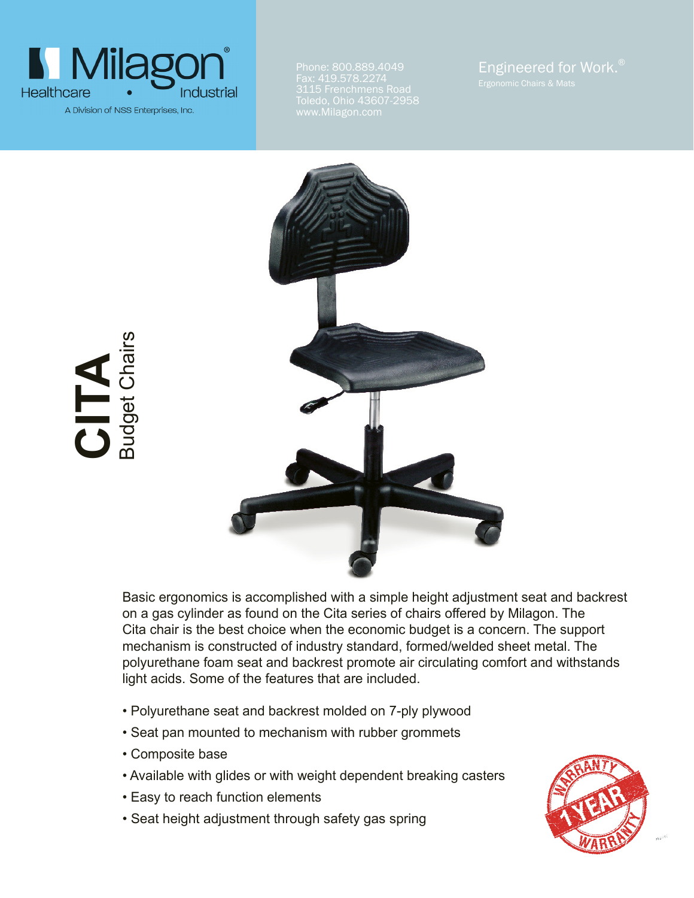Milagon®
Healthcare • Industrial
A Division of NSS Enterprises, Inc.

Phone: 800.889.4049
Fax: 419.578.2274
3115 Frenchmens Road
Toledo, Ohio 43607-2958
www.Milagon.com

Engineered for Work.®
Ergonomic Chairs & Mats

# CITA
## Budget Chairs

Basic ergonomics is accomplished with a simple height adjustment seat and backrest on a gas cylinder as found on the Cita series of chairs offered by Milagon. The Cita chair is the best choice when the economic budget is a concern. The support mechanism is constructed of industry standard, formed/welded sheet metal. The polyurethane foam seat and backrest promote air circulating comfort and withstands light acids. Some of the features that are included.

- Polyurethane seat and backrest molded on 7-ply plywood
- Seat pan mounted to mechanism with rubber grommets
- Composite base
- Available with glides or with weight dependent breaking casters
- Easy to reach function elements
- Seat height adjustment through safety gas spring

WARRANTY 1 YEAR WARRANTY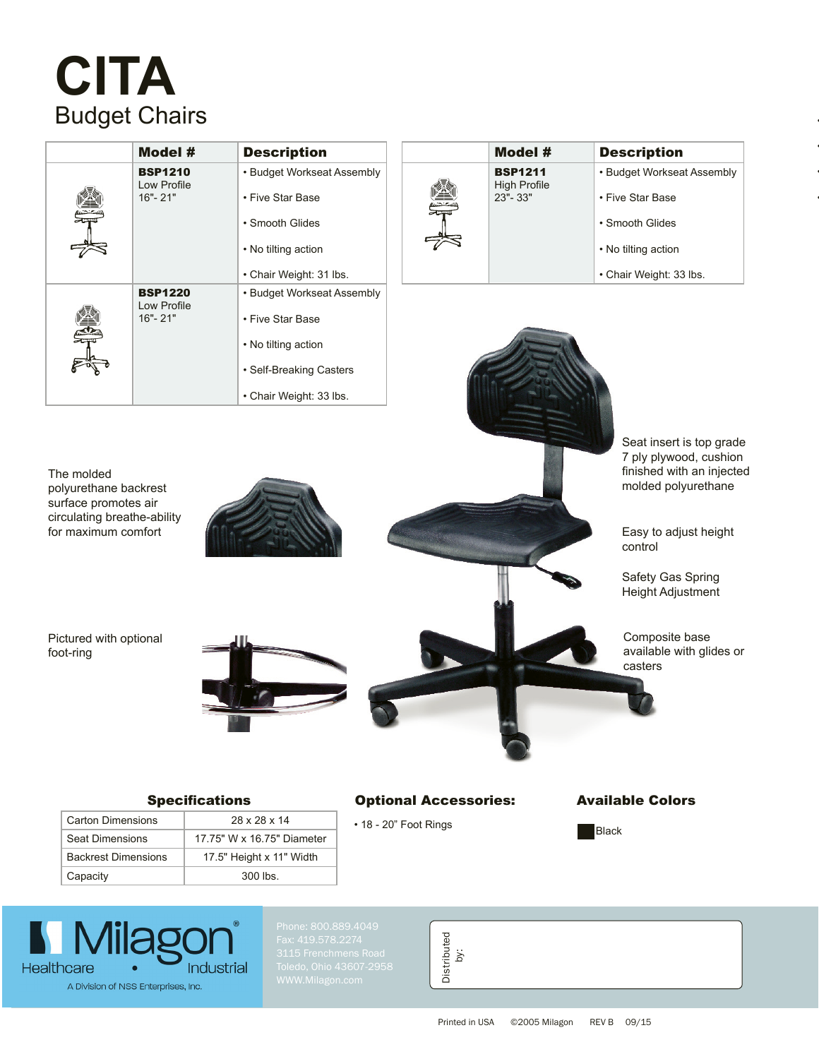# CITA

## Budget Chairs

| | Model # | Description |
|---|---|---|
| | **BSP1210** Low Profile 16"- 21" | • Budget Workseat Assembly<br>• Five Star Base<br>• Smooth Glides<br>• No tilting action<br>• Chair Weight: 31 lbs. |
| | **BSP1220** Low Profile 16"- 21" | • Budget Workseat Assembly<br>• Five Star Base<br>• No tilting action<br>• Self-Breaking Casters<br>• Chair Weight: 33 lbs. |

| | Model # | Description |
|---|---|---|
| | **BSP1211** High Profile 23"- 33" | • Budget Workseat Assembly<br>• Five Star Base<br>• Smooth Glides<br>• No tilting action<br>• Chair Weight: 33 lbs. |

The molded polyurethane backrest surface promotes air circulating breathe-ability for maximum comfort

Pictured with optional foot-ring

Seat insert is top grade 7 ply plywood, cushion finished with an injected molded polyurethane

Easy to adjust height control

Safety Gas Spring Height Adjustment

Composite base available with glides or casters

### Specifications

| | |
|---|---|
| Carton Dimensions | 28 x 28 x 14 |
| Seat Dimensions | 17.75" W x 16.75" Diameter |
| Backrest Dimensions | 17.5" Height x 11" Width |
| Capacity | 300 lbs. |

### Optional Accessories:

- 18 - 20" Foot Rings

### Available Colors

Black

Milagon® Healthcare • Industrial
A Division of NSS Enterprises, Inc.

Phone: 800.889.4049
Fax: 419.578.2274
3115 Frenchmens Road
Toledo, Ohio 43607-2958
WWW.Milagon.com

Distributed by:

Printed in USA ©2005 Milagon REV B 09/15